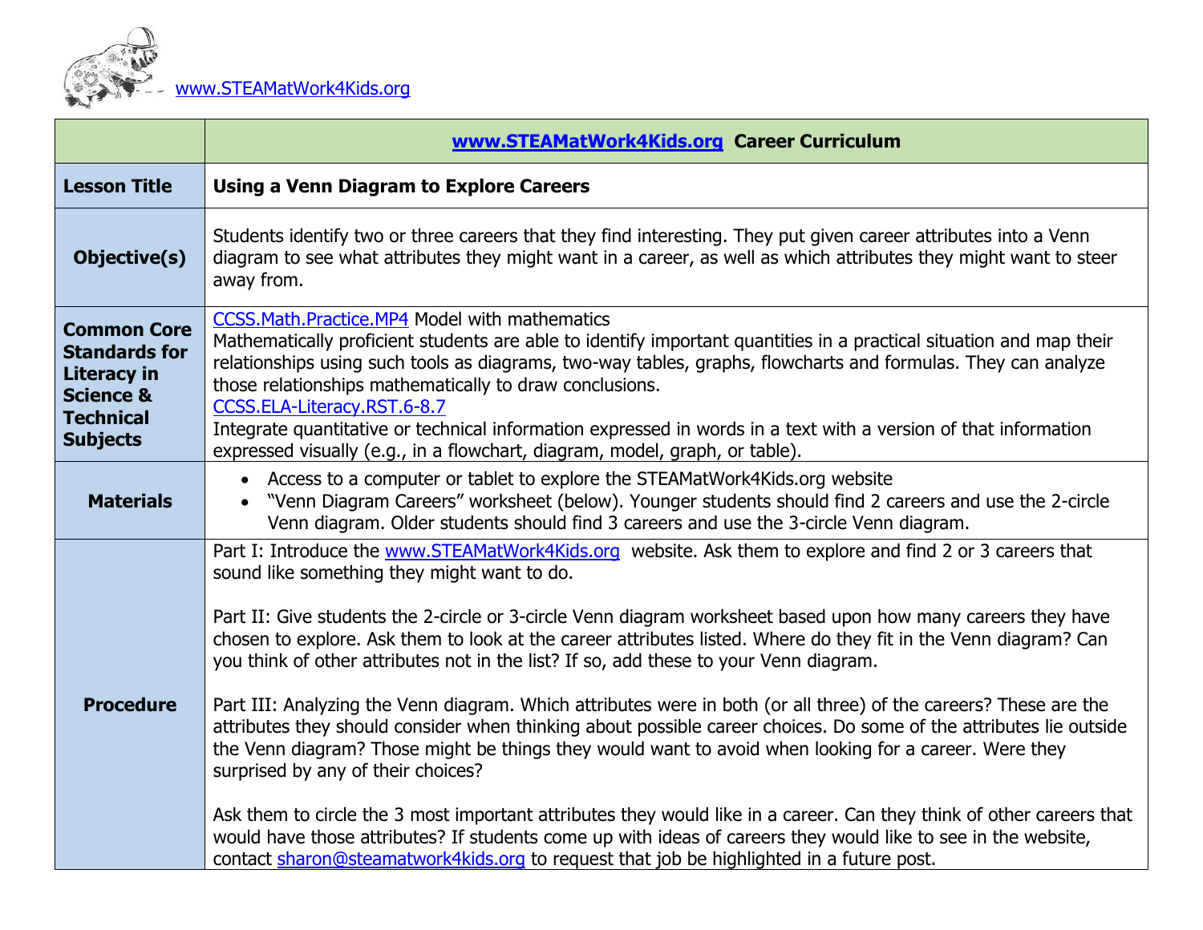www.STEAMatWork4Kids.org

| | **www.STEAMatWork4Kids.org Career Curriculum** |
|---|---|
| **Lesson Title** | **Using a Venn Diagram to Explore Careers** |
| **Objective(s)** | Students identify two or three careers that they find interesting. They put given career attributes into a Venn diagram to see what attributes they might want in a career, as well as which attributes they might want to steer away from. |
| **Common Core Standards for Literacy in Science & Technical Subjects** | CCSS.Math.Practice.MP4 Model with mathematics<br>Mathematically proficient students are able to identify important quantities in a practical situation and map their relationships using such tools as diagrams, two-way tables, graphs, flowcharts and formulas. They can analyze those relationships mathematically to draw conclusions.<br>CCSS.ELA-Literacy.RST.6-8.7<br>Integrate quantitative or technical information expressed in words in a text with a version of that information expressed visually (e.g., in a flowchart, diagram, model, graph, or table). |
| **Materials** | • Access to a computer or tablet to explore the STEAMatWork4Kids.org website<br>• "Venn Diagram Careers" worksheet (below). Younger students should find 2 careers and use the 2-circle Venn diagram. Older students should find 3 careers and use the 3-circle Venn diagram. |
| **Procedure** | Part I: Introduce the www.STEAMatWork4Kids.org website. Ask them to explore and find 2 or 3 careers that sound like something they might want to do.<br><br>Part II: Give students the 2-circle or 3-circle Venn diagram worksheet based upon how many careers they have chosen to explore. Ask them to look at the career attributes listed. Where do they fit in the Venn diagram? Can you think of other attributes not in the list? If so, add these to your Venn diagram.<br><br>Part III: Analyzing the Venn diagram. Which attributes were in both (or all three) of the careers? These are the attributes they should consider when thinking about possible career choices. Do some of the attributes lie outside the Venn diagram? Those might be things they would want to avoid when looking for a career. Were they surprised by any of their choices?<br><br>Ask them to circle the 3 most important attributes they would like in a career. Can they think of other careers that would have those attributes? If students come up with ideas of careers they would like to see in the website, contact sharon@steamatwork4kids.org to request that job be highlighted in a future post. |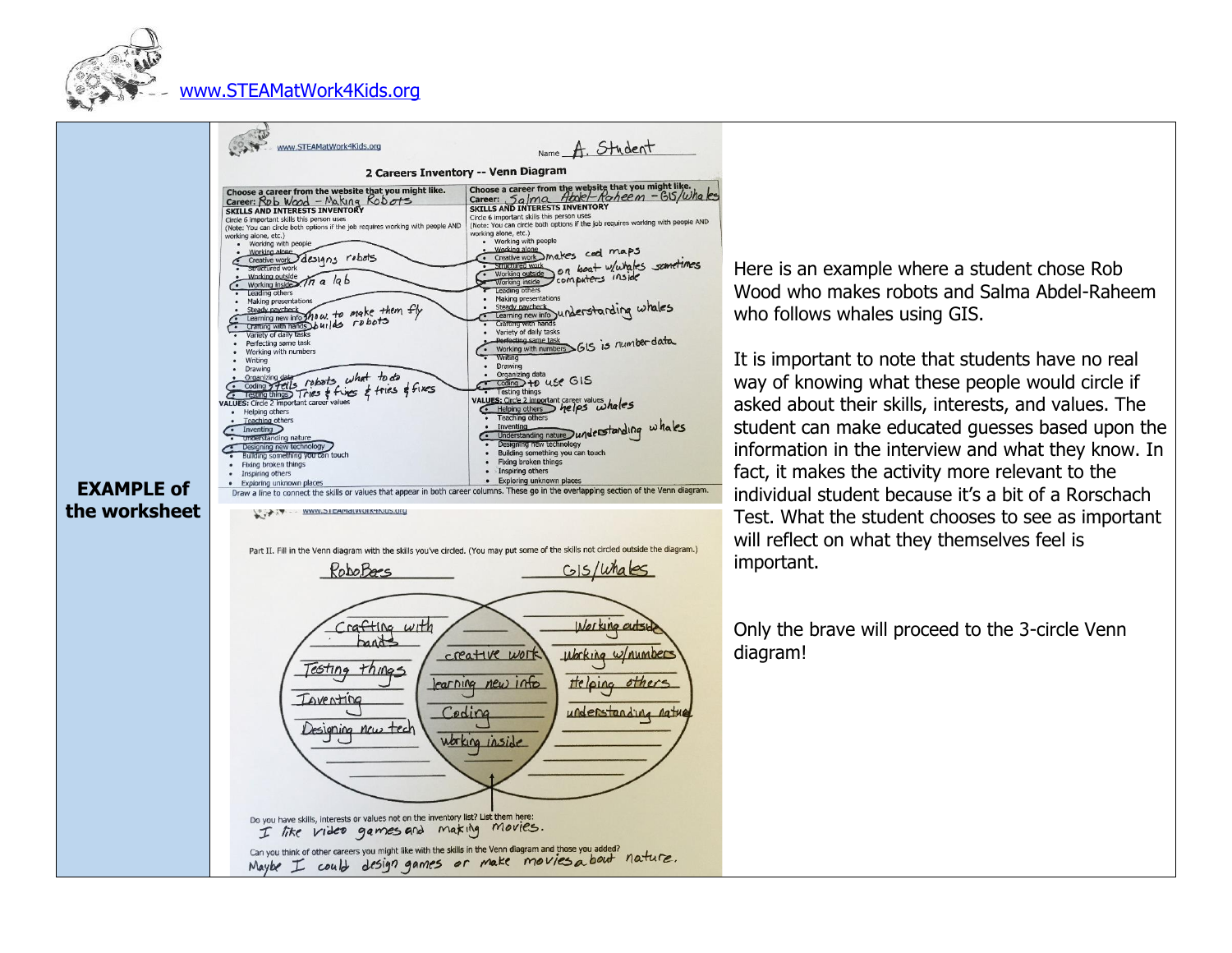www.STEAMatWork4Kids.org

| EXAMPLE of the worksheet | | Here is an example where a student chose Rob Wood who makes robots and Salma Abdel-Raheem who follows whales using GIS.<br><br>It is important to note that students have no real way of knowing what these people would circle if asked about their skills, interests, and values. The student can make educated guesses based upon the information in the interview and what they know. In fact, it makes the activity more relevant to the individual student because it's a bit of a Rorschach Test. What the student chooses to see as important will reflect on what they themselves feel is important.<br><br>Only the brave will proceed to the 3-circle Venn diagram! |
|---|---|---|

www.STEAMatWork4Kids.org

Name A. Student

## 2 Careers Inventory -- Venn Diagram

| Choose a career from the website that you might like.<br>Career: Rob Wood – Making Robots | Choose a career from the website that you might like.<br>Career: Salma Abdel-Raheem – GIS/Whales |
|---|---|
| **SKILLS AND INTERESTS INVENTORY**<br>Circle 6 important skills this person uses<br>(Note: You can circle both options if the job requires working with people AND working alone, etc.) | **SKILLS AND INTERESTS INVENTORY**<br>Circle 6 important skills this person uses<br>(Note: You can circle both options if the job requires working with people AND working alone, etc.) |
| • Working with people<br>• Working alone<br>• Creative work — designs robots<br>• Structured work<br>• Working outside<br>• Working inside — in a lab<br>• Leading others<br>• Making presentations<br>• Steady paycheck<br>• Learning new info — how to make them fly<br>• Crafting with hands — builds robots<br>• Variety of daily tasks<br>• Perfecting same task<br>• Working with numbers<br>• Writing<br>• Drawing<br>• Organizing data<br>• Coding — tells robots what to do<br>• Testing things — Tries & fixes & tries & fixes | • Working with people<br>• Working alone<br>• Creative work — makes cool maps<br>• Structured work<br>• Working outside — on boat w/whales sometimes<br>• Working inside — computers inside<br>• Leading others<br>• Making presentations<br>• Steady paycheck<br>• Learning new info — understanding whales<br>• Crafting with hands<br>• Variety of daily tasks<br>• Perfecting same task<br>• Working with numbers — GIS is number data<br>• Writing<br>• Drawing<br>• Organizing data<br>• Coding — to use GIS<br>• Testing things |
| **VALUES:** Circle 2 important career values<br>• Helping others<br>• Teaching others<br>• Inventing<br>• Understanding nature<br>• Designing new technology<br>• Building something you can touch<br>• Fixing broken things<br>• Inspiring others<br>• Exploring unknown places | **VALUES:** Circle 2 important career values<br>• Helping others — helps whales<br>• Teaching others<br>• Inventing<br>• Understanding nature — understanding whales<br>• Designing new technology<br>• Building something you can touch<br>• Fixing broken things<br>• Inspiring others<br>• Exploring unknown places |

Draw a line to connect the skills or values that appear in both career columns. These go in the overlapping section of the Venn diagram.

www.STEAMatWork4Kids.org

Part II. Fill in the Venn diagram with the skills you've circled. (You may put some of the skills not circled outside the diagram.)

| RoboBees | Both | GIS/Whales |
|---|---|---|
| Crafting with hands | creative work | Working outside |
| Testing things | learning new info | Working w/numbers |
| Inventing | Coding | Helping others |
| Designing new tech | working inside | understanding nature |

Do you have skills, interests or values not on the inventory list? List them here:
I like video games and making movies.

Can you think of other careers you might like with the skills in the Venn diagram and those you added?
Maybe I could design games or make movies about nature.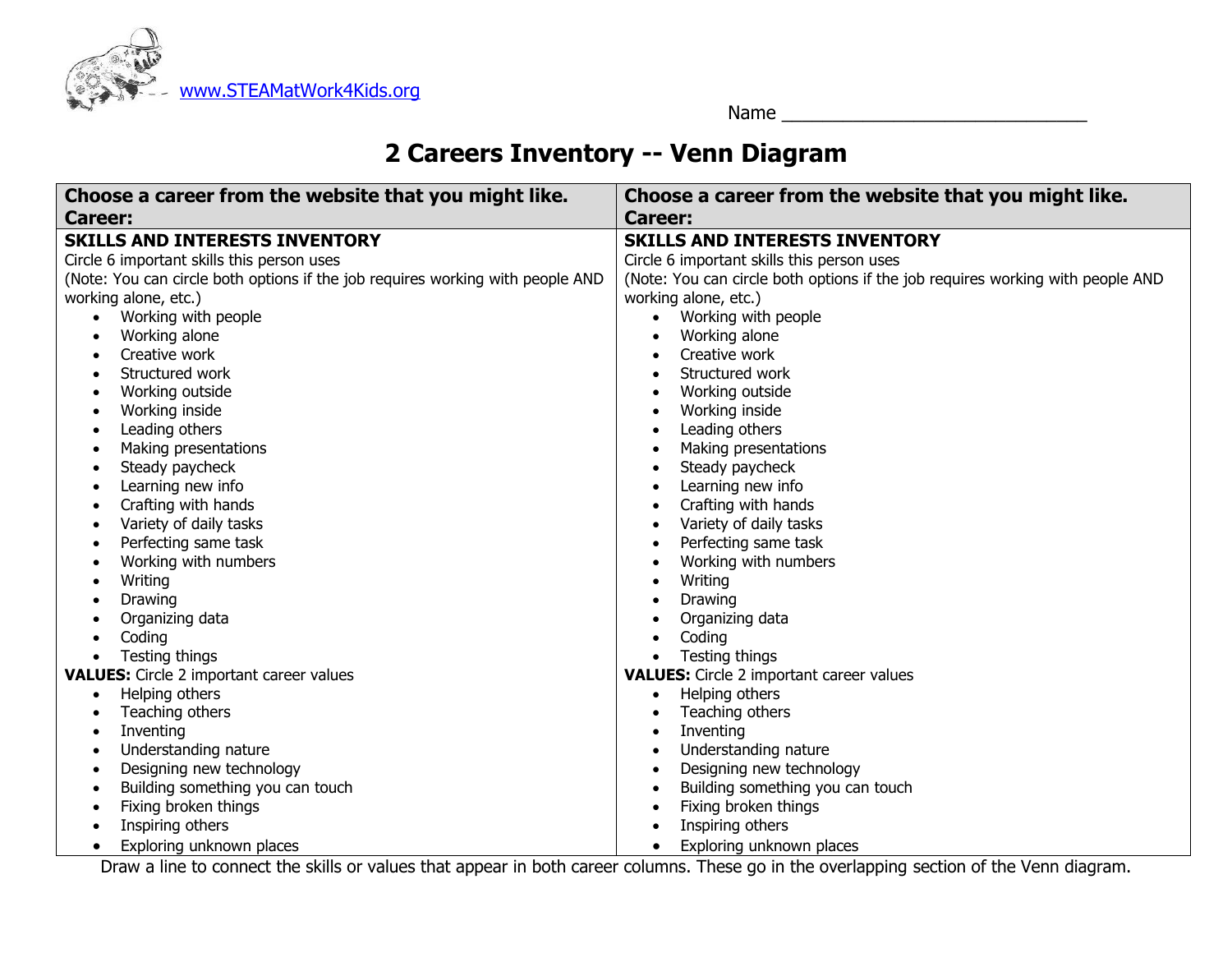www.STEAMatWork4Kids.org

Name ______________________________

# 2 Careers Inventory -- Venn Diagram

| Choose a career from the website that you might like.<br>Career: | Choose a career from the website that you might like.<br>Career: |
|---|---|
| **SKILLS AND INTERESTS INVENTORY**<br>Circle 6 important skills this person uses<br>(Note: You can circle both options if the job requires working with people AND working alone, etc.)<br>• Working with people<br>• Working alone<br>• Creative work<br>• Structured work<br>• Working outside<br>• Working inside<br>• Leading others<br>• Making presentations<br>• Steady paycheck<br>• Learning new info<br>• Crafting with hands<br>• Variety of daily tasks<br>• Perfecting same task<br>• Working with numbers<br>• Writing<br>• Drawing<br>• Organizing data<br>• Coding<br>• Testing things<br>**VALUES:** Circle 2 important career values<br>• Helping others<br>• Teaching others<br>• Inventing<br>• Understanding nature<br>• Designing new technology<br>• Building something you can touch<br>• Fixing broken things<br>• Inspiring others<br>• Exploring unknown places | **SKILLS AND INTERESTS INVENTORY**<br>Circle 6 important skills this person uses<br>(Note: You can circle both options if the job requires working with people AND working alone, etc.)<br>• Working with people<br>• Working alone<br>• Creative work<br>• Structured work<br>• Working outside<br>• Working inside<br>• Leading others<br>• Making presentations<br>• Steady paycheck<br>• Learning new info<br>• Crafting with hands<br>• Variety of daily tasks<br>• Perfecting same task<br>• Working with numbers<br>• Writing<br>• Drawing<br>• Organizing data<br>• Coding<br>• Testing things<br>**VALUES:** Circle 2 important career values<br>• Helping others<br>• Teaching others<br>• Inventing<br>• Understanding nature<br>• Designing new technology<br>• Building something you can touch<br>• Fixing broken things<br>• Inspiring others<br>• Exploring unknown places |

Draw a line to connect the skills or values that appear in both career columns. These go in the overlapping section of the Venn diagram.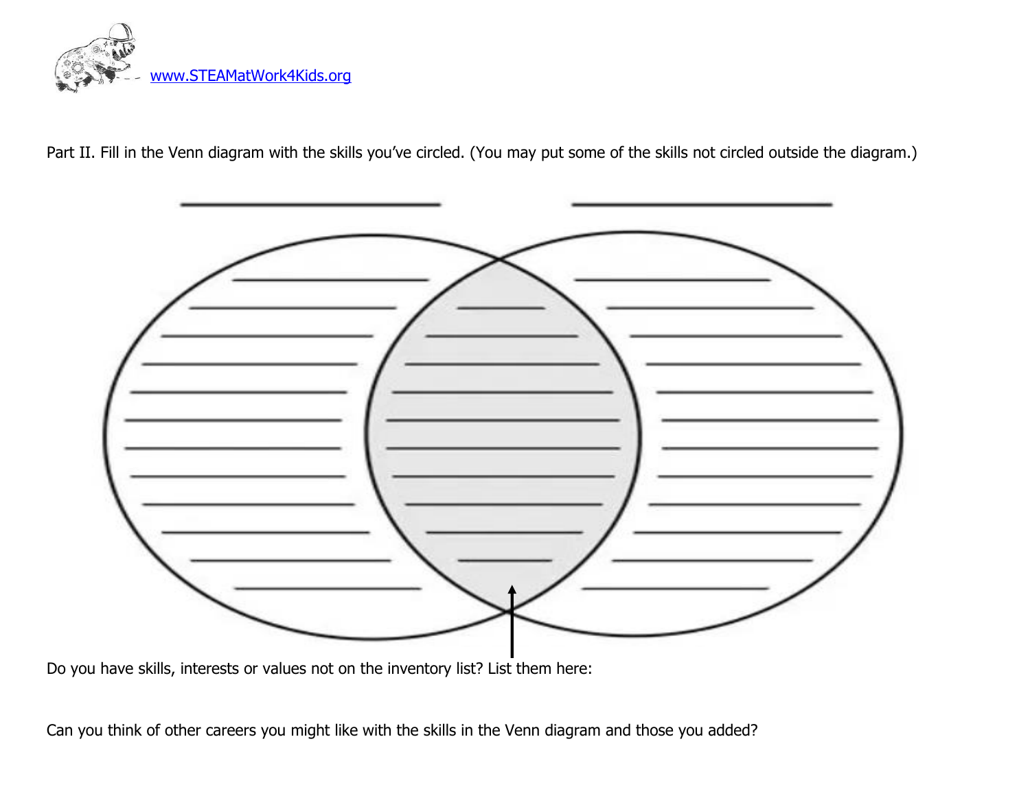www.STEAMatWork4Kids.org

Part II. Fill in the Venn diagram with the skills you've circled. (You may put some of the skills not circled outside the diagram.)

Do you have skills, interests or values not on the inventory list? List them here:

Can you think of other careers you might like with the skills in the Venn diagram and those you added?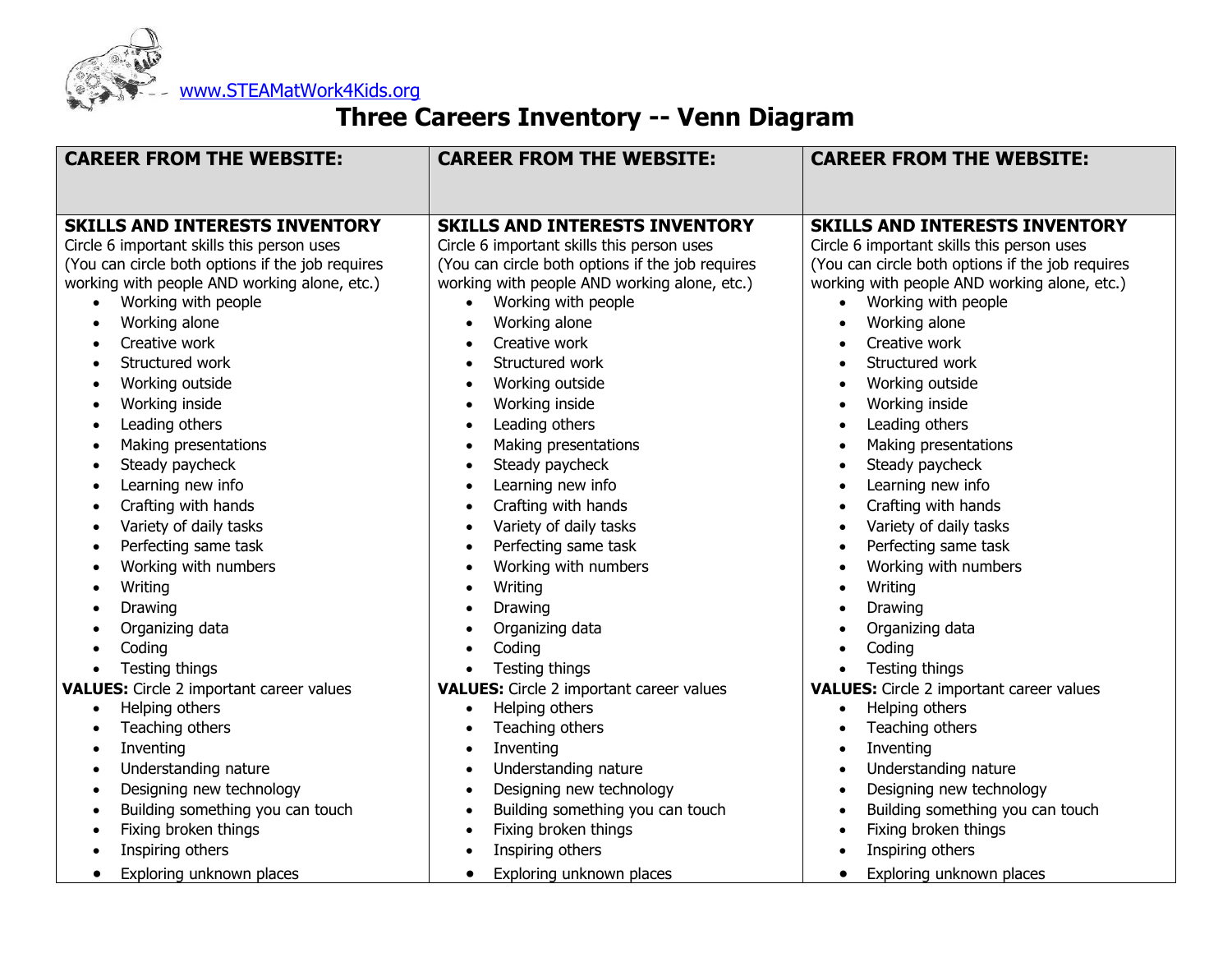www.STEAMatWork4Kids.org

# Three Careers Inventory -- Venn Diagram

| CAREER FROM THE WEBSITE: | CAREER FROM THE WEBSITE: | CAREER FROM THE WEBSITE: |
|---|---|---|
| **SKILLS AND INTERESTS INVENTORY**<br>Circle 6 important skills this person uses (You can circle both options if the job requires working with people AND working alone, etc.)<br>• Working with people<br>• Working alone<br>• Creative work<br>• Structured work<br>• Working outside<br>• Working inside<br>• Leading others<br>• Making presentations<br>• Steady paycheck<br>• Learning new info<br>• Crafting with hands<br>• Variety of daily tasks<br>• Perfecting same task<br>• Working with numbers<br>• Writing<br>• Drawing<br>• Organizing data<br>• Coding<br>• Testing things<br>**VALUES:** Circle 2 important career values<br>• Helping others<br>• Teaching others<br>• Inventing<br>• Understanding nature<br>• Designing new technology<br>• Building something you can touch<br>• Fixing broken things<br>• Inspiring others<br>• Exploring unknown places | **SKILLS AND INTERESTS INVENTORY**<br>Circle 6 important skills this person uses (You can circle both options if the job requires working with people AND working alone, etc.)<br>• Working with people<br>• Working alone<br>• Creative work<br>• Structured work<br>• Working outside<br>• Working inside<br>• Leading others<br>• Making presentations<br>• Steady paycheck<br>• Learning new info<br>• Crafting with hands<br>• Variety of daily tasks<br>• Perfecting same task<br>• Working with numbers<br>• Writing<br>• Drawing<br>• Organizing data<br>• Coding<br>• Testing things<br>**VALUES:** Circle 2 important career values<br>• Helping others<br>• Teaching others<br>• Inventing<br>• Understanding nature<br>• Designing new technology<br>• Building something you can touch<br>• Fixing broken things<br>• Inspiring others<br>• Exploring unknown places | **SKILLS AND INTERESTS INVENTORY**<br>Circle 6 important skills this person uses (You can circle both options if the job requires working with people AND working alone, etc.)<br>• Working with people<br>• Working alone<br>• Creative work<br>• Structured work<br>• Working outside<br>• Working inside<br>• Leading others<br>• Making presentations<br>• Steady paycheck<br>• Learning new info<br>• Crafting with hands<br>• Variety of daily tasks<br>• Perfecting same task<br>• Working with numbers<br>• Writing<br>• Drawing<br>• Organizing data<br>• Coding<br>• Testing things<br>**VALUES:** Circle 2 important career values<br>• Helping others<br>• Teaching others<br>• Inventing<br>• Understanding nature<br>• Designing new technology<br>• Building something you can touch<br>• Fixing broken things<br>• Inspiring others<br>• Exploring unknown places |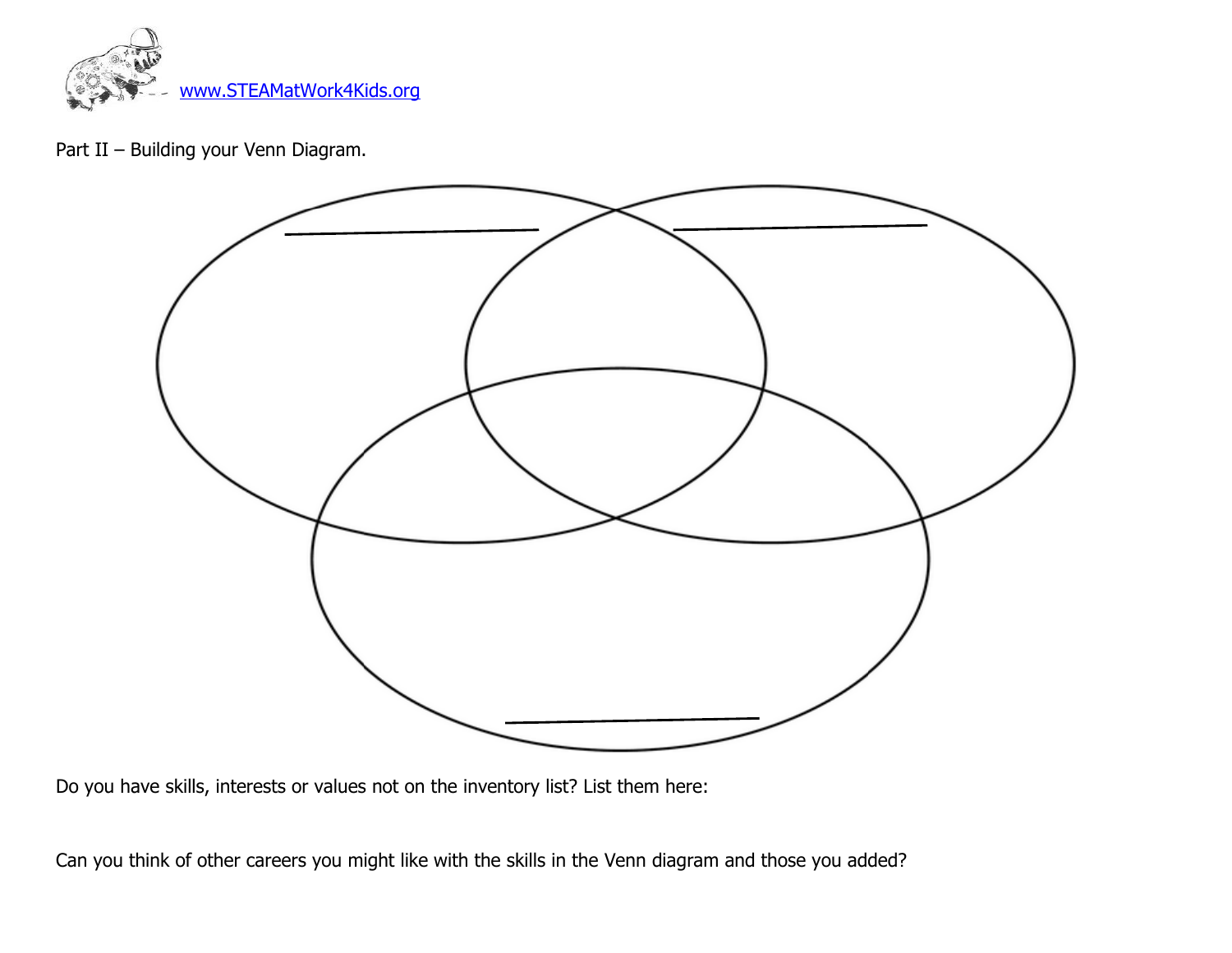www.STEAMatWork4Kids.org

Part II – Building your Venn Diagram.

Do you have skills, interests or values not on the inventory list? List them here:

Can you think of other careers you might like with the skills in the Venn diagram and those you added?